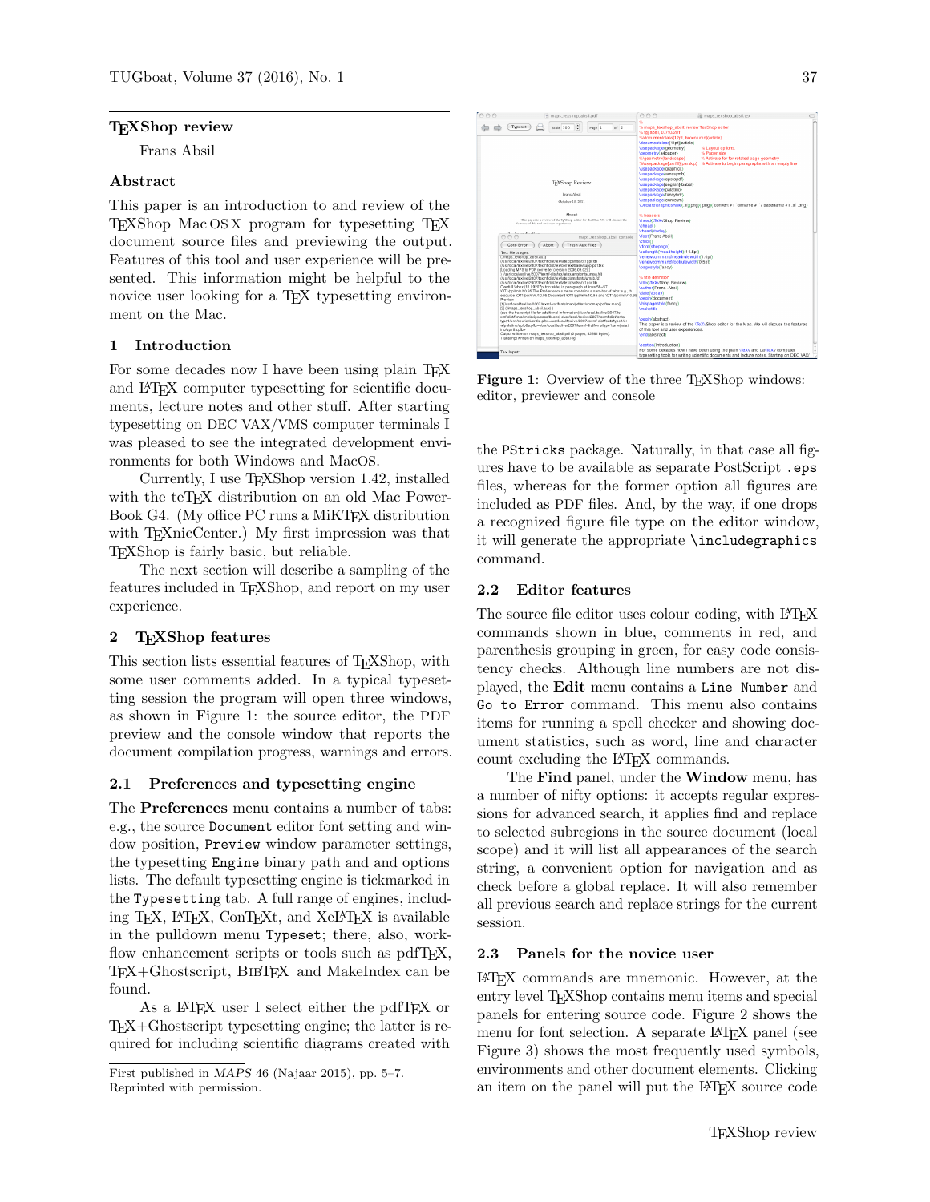# TeXShop review

Frans Absil

## Abstract

This paper is an introduction to and review of the TeXShop Mac OS X program for typesetting TeX document source files and previewing the output. Features of this tool and user experience will be presented. This information might be helpful to the novice user looking for a TeX typesetting environment on the Mac.

## 1 Introduction

For some decades now I have been using plain TeX and LaTeX computer typesetting for scientific documents, lecture notes and other stuff. After starting typesetting on DEC VAX/VMS computer terminals I was pleased to see the integrated development environments for both Windows and MacOS.

Currently, I use TeXShop version 1.42, installed with the teTeX distribution on an old Mac PowerBook G4. (My office PC runs a MiKTeX distribution with TeXnicCenter.) My first impression was that TeXShop is fairly basic, but reliable.

The next section will describe a sampling of the features included in TeXShop, and report on my user experience.

## 2 TeXShop features

This section lists essential features of TeXShop, with some user comments added. In a typical typesetting session the program will open three windows, as shown in Figure 1: the source editor, the PDF preview and the console window that reports the document compilation progress, warnings and errors.

### 2.1 Preferences and typesetting engine

The **Preferences** menu contains a number of tabs: e.g., the source `Document` editor font setting and window position, `Preview` window parameter settings, the typesetting `Engine` binary path and and options lists. The default typesetting engine is tickmarked in the `Typesetting` tab. A full range of engines, including TeX, LaTeX, ConTeXt, and XeLaTeX is available in the pulldown menu `Typeset`; there, also, workflow enhancement scripts or tools such as pdfTeX, TeX+Ghostscript, BibTeX and MakeIndex can be found.

As a LaTeX user I select either the pdfTeX or TeX+Ghostscript typesetting engine; the latter is required for including scientific diagrams created with the `PStricks` package. Naturally, in that case all figures have to be available as separate PostScript `.eps` files, whereas for the former option all figures are included as PDF files. And, by the way, if one drops a recognized figure file type on the editor window, it will generate the appropriate `\includegraphics` command.

**Figure 1**: Overview of the three TeXShop windows: editor, previewer and console

### 2.2 Editor features

The source file editor uses colour coding, with LaTeX commands shown in blue, comments in red, and parenthesis grouping in green, for easy code consistency checks. Although line numbers are not displayed, the **Edit** menu contains a `Line Number` and `Go to Error` command. This menu also contains items for running a spell checker and showing document statistics, such as word, line and character count excluding the LaTeX commands.

The **Find** panel, under the **Window** menu, has a number of nifty options: it accepts regular expressions for advanced search, it applies find and replace to selected subregions in the source document (local scope) and it will list all appearances of the search string, a convenient option for navigation and as check before a global replace. It will also remember all previous search and replace strings for the current session.

### 2.3 Panels for the novice user

LaTeX commands are mnemonic. However, at the entry level TeXShop contains menu items and special panels for entering source code. Figure 2 shows the menu for font selection. A separate LaTeX panel (see Figure 3) shows the most frequently used symbols, environments and other document elements. Clicking an item on the panel will put the LaTeX source code

First published in *MAPS* 46 (Najaar 2015), pp. 5–7. Reprinted with permission.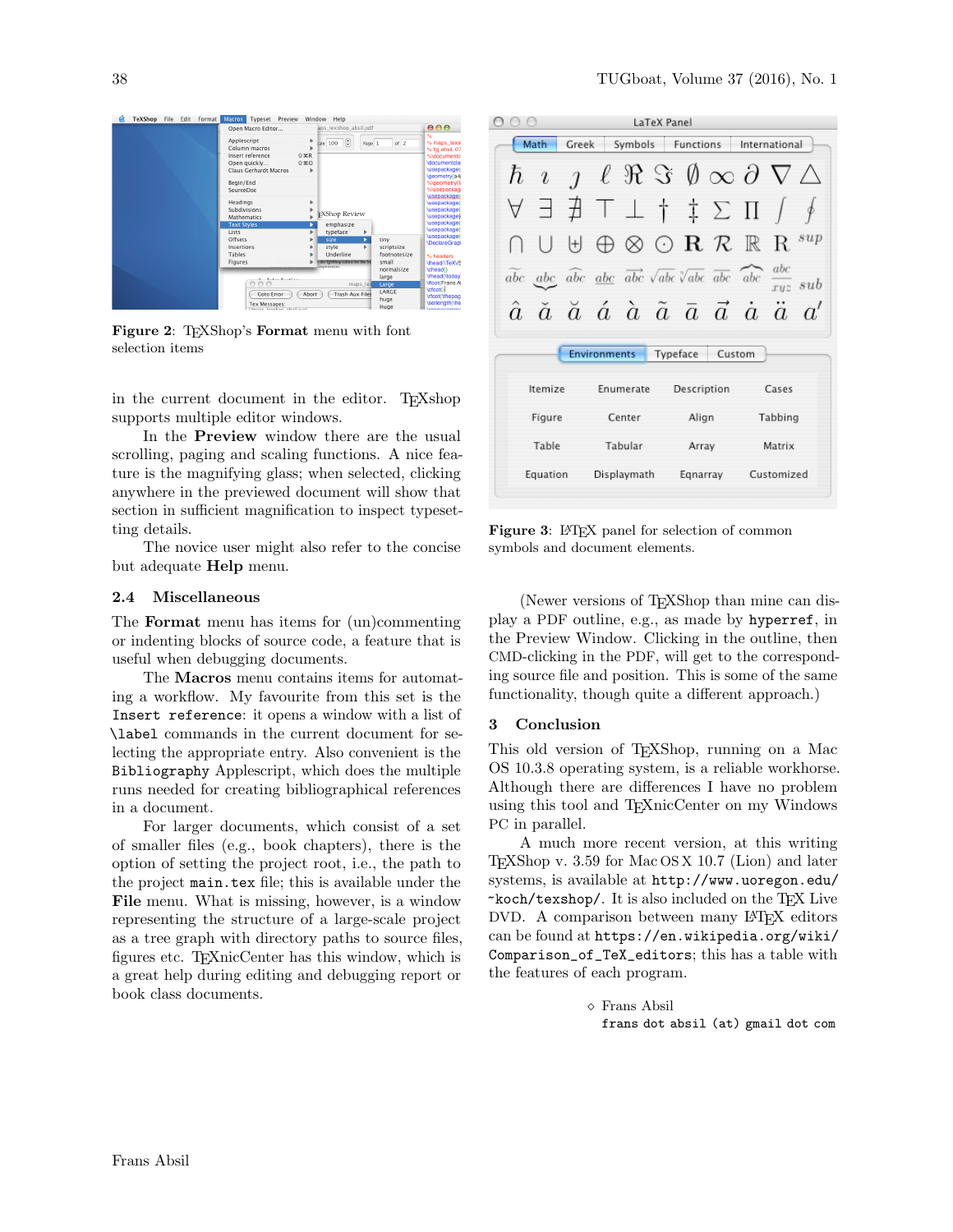**Figure 2**: TEXShop's **Format** menu with font selection items

in the current document in the editor. TEXshop supports multiple editor windows.

In the **Preview** window there are the usual scrolling, paging and scaling functions. A nice feature is the magnifying glass; when selected, clicking anywhere in the previewed document will show that section in sufficient magnification to inspect typesetting details.

The novice user might also refer to the concise but adequate **Help** menu.

## 2.4 Miscellaneous

The **Format** menu has items for (un)commenting or indenting blocks of source code, a feature that is useful when debugging documents.

The **Macros** menu contains items for automating a workflow. My favourite from this set is the `Insert reference`: it opens a window with a list of `\label` commands in the current document for selecting the appropriate entry. Also convenient is the `Bibliography` Applescript, which does the multiple runs needed for creating bibliographical references in a document.

For larger documents, which consist of a set of smaller files (e.g., book chapters), there is the option of setting the project root, i.e., the path to the project `main.tex` file; this is available under the **File** menu. What is missing, however, is a window representing the structure of a large-scale project as a tree graph with directory paths to source files, figures etc. TEXnicCenter has this window, which is a great help during editing and debugging report or book class documents.

**Figure 3**: LATEX panel for selection of common symbols and document elements.

(Newer versions of TEXShop than mine can display a PDF outline, e.g., as made by `hyperref`, in the Preview Window. Clicking in the outline, then CMD-clicking in the PDF, will get to the corresponding source file and position. This is some of the same functionality, though quite a different approach.)

## 3 Conclusion

This old version of TEXShop, running on a Mac OS 10.3.8 operating system, is a reliable workhorse. Although there are differences I have no problem using this tool and TEXnicCenter on my Windows PC in parallel.

A much more recent version, at this writing TEXShop v. 3.59 for Mac OS X 10.7 (Lion) and later systems, is available at `http://www.uoregon.edu/~koch/texshop/`. It is also included on the TEX Live DVD. A comparison between many LATEX editors can be found at `https://en.wikipedia.org/wiki/Comparison_of_TeX_editors`; this has a table with the features of each program.

⋄ Frans Absil
`frans dot absil (at) gmail dot com`